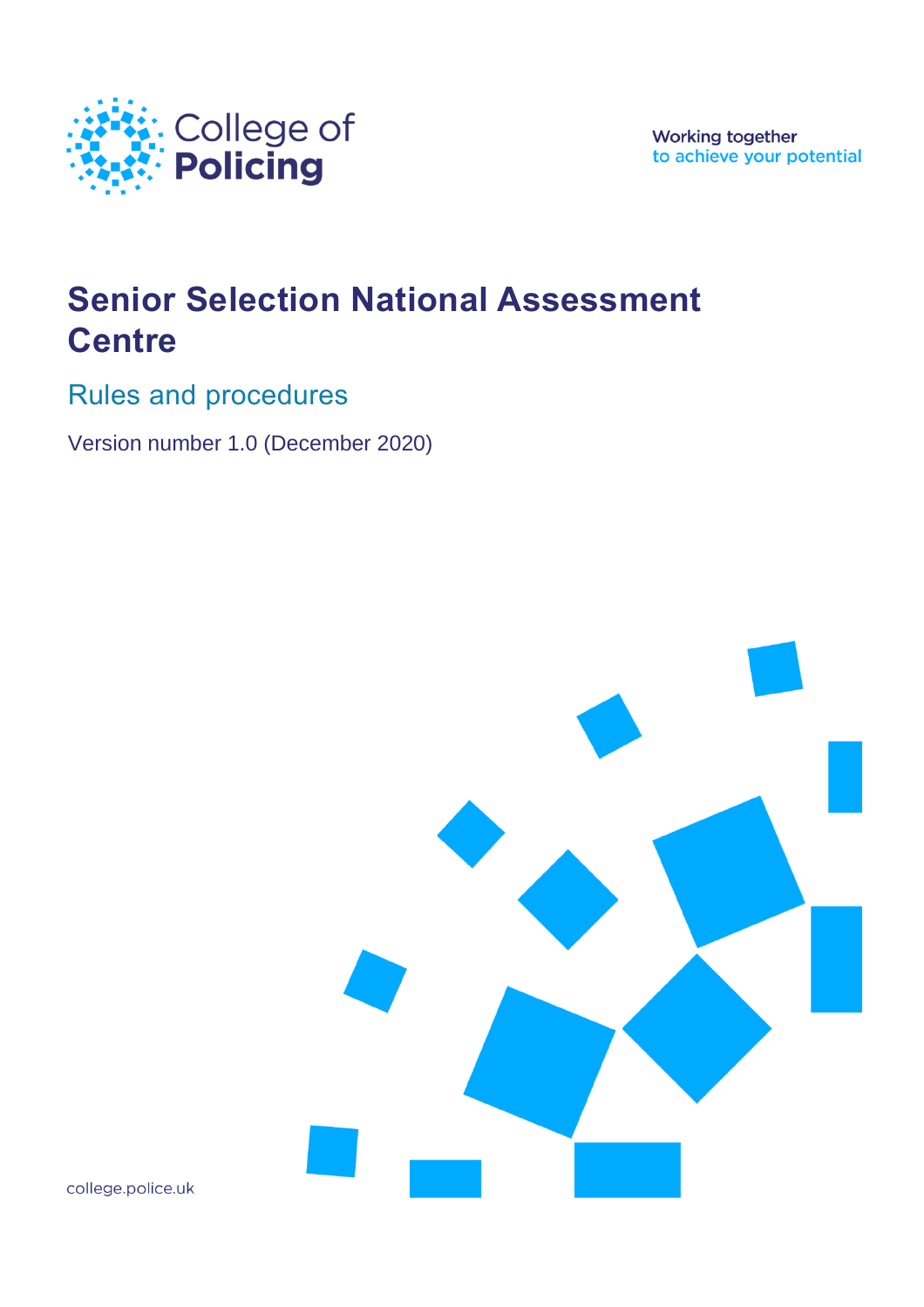College of Policing

Working together
to achieve your potential

# Senior Selection National Assessment Centre

## Rules and procedures

Version number 1.0 (December 2020)

college.police.uk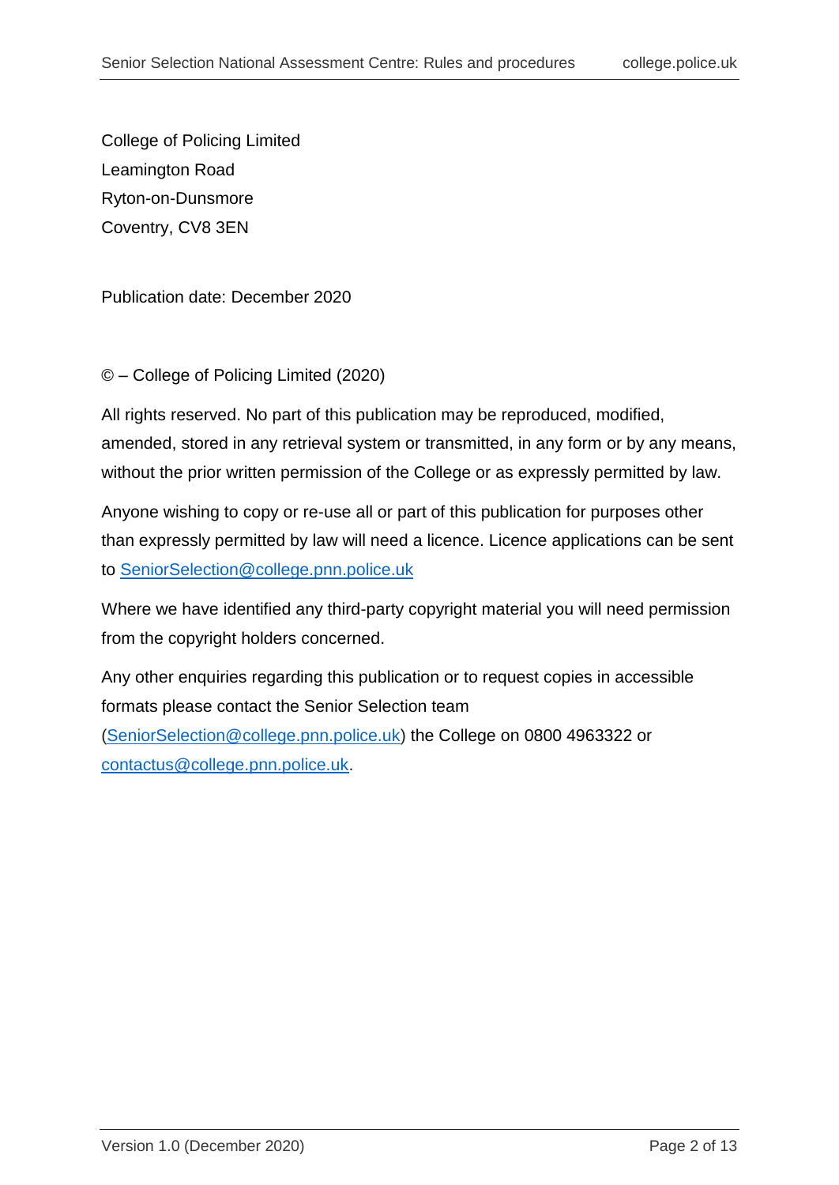College of Policing Limited
Leamington Road
Ryton-on-Dunsmore
Coventry, CV8 3EN

Publication date: December 2020

© – College of Policing Limited (2020)

All rights reserved. No part of this publication may be reproduced, modified, amended, stored in any retrieval system or transmitted, in any form or by any means, without the prior written permission of the College or as expressly permitted by law.

Anyone wishing to copy or re-use all or part of this publication for purposes other than expressly permitted by law will need a licence. Licence applications can be sent to SeniorSelection@college.pnn.police.uk

Where we have identified any third-party copyright material you will need permission from the copyright holders concerned.

Any other enquiries regarding this publication or to request copies in accessible formats please contact the Senior Selection team (SeniorSelection@college.pnn.police.uk) the College on 0800 4963322 or contactus@college.pnn.police.uk.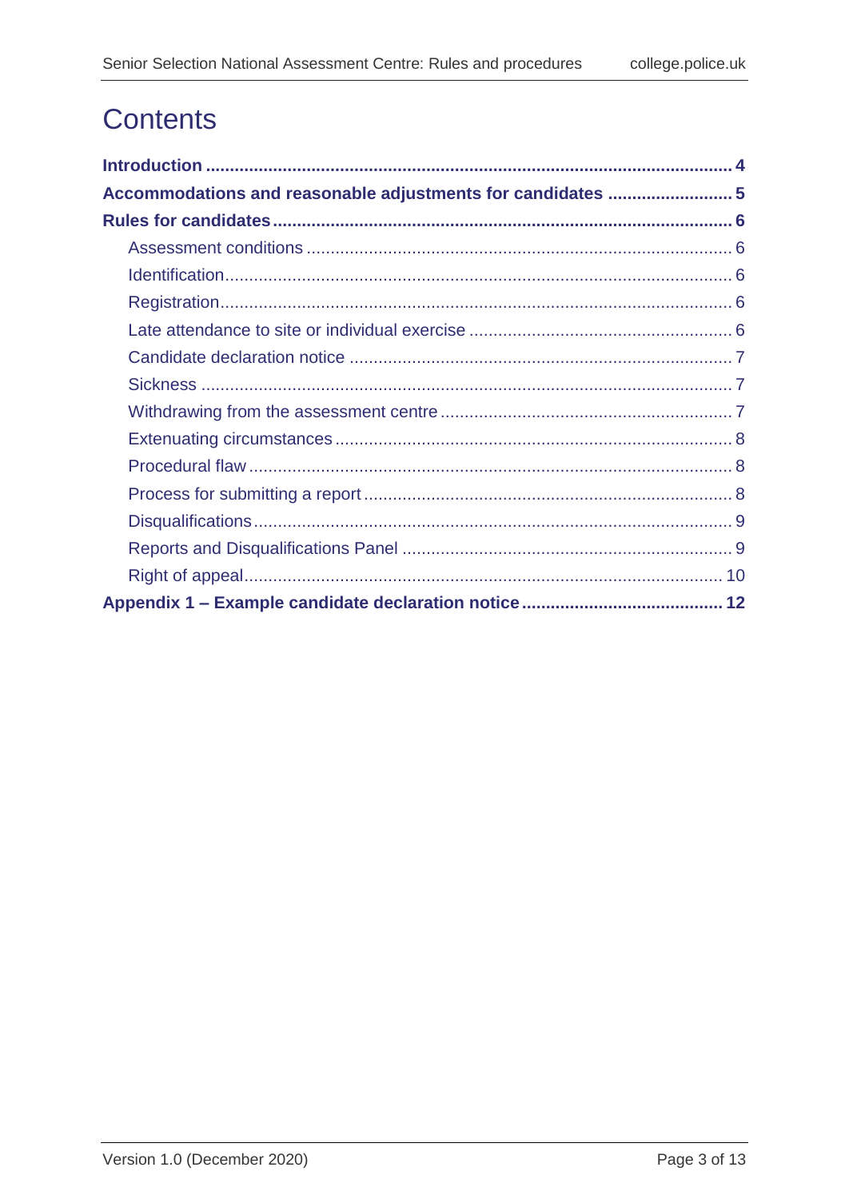# Contents

- **Introduction** 4
- **Accommodations and reasonable adjustments for candidates** 5
- **Rules for candidates** 6
  - Assessment conditions 6
  - Identification 6
  - Registration 6
  - Late attendance to site or individual exercise 6
  - Candidate declaration notice 7
  - Sickness 7
  - Withdrawing from the assessment centre 7
  - Extenuating circumstances 8
  - Procedural flaw 8
  - Process for submitting a report 8
  - Disqualifications 9
  - Reports and Disqualifications Panel 9
  - Right of appeal 10
- **Appendix 1 – Example candidate declaration notice** 12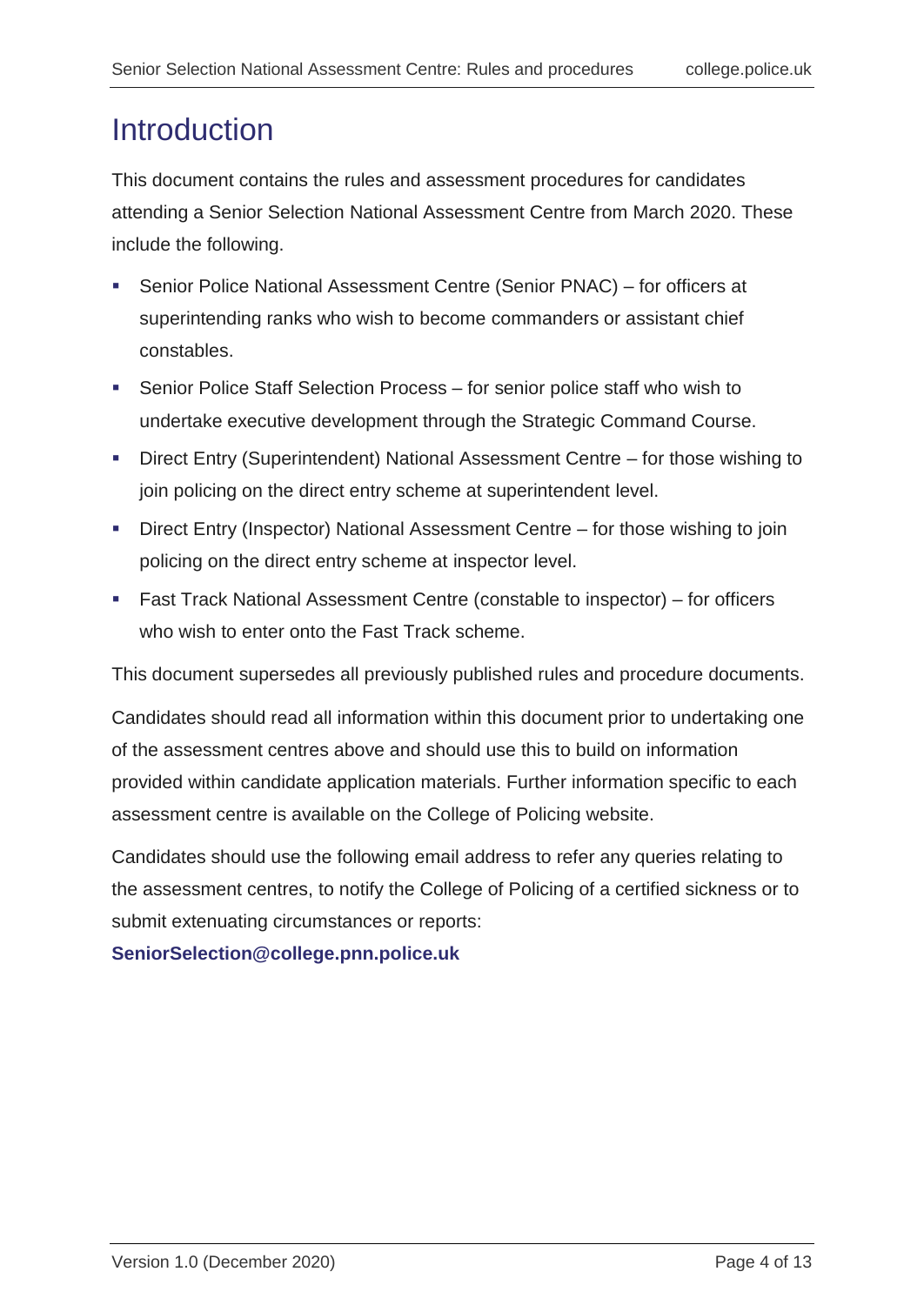# Introduction

This document contains the rules and assessment procedures for candidates attending a Senior Selection National Assessment Centre from March 2020. These include the following.

- Senior Police National Assessment Centre (Senior PNAC) – for officers at superintending ranks who wish to become commanders or assistant chief constables.
- Senior Police Staff Selection Process – for senior police staff who wish to undertake executive development through the Strategic Command Course.
- Direct Entry (Superintendent) National Assessment Centre – for those wishing to join policing on the direct entry scheme at superintendent level.
- Direct Entry (Inspector) National Assessment Centre – for those wishing to join policing on the direct entry scheme at inspector level.
- Fast Track National Assessment Centre (constable to inspector) – for officers who wish to enter onto the Fast Track scheme.

This document supersedes all previously published rules and procedure documents.

Candidates should read all information within this document prior to undertaking one of the assessment centres above and should use this to build on information provided within candidate application materials. Further information specific to each assessment centre is available on the College of Policing website.

Candidates should use the following email address to refer any queries relating to the assessment centres, to notify the College of Policing of a certified sickness or to submit extenuating circumstances or reports:

**SeniorSelection@college.pnn.police.uk**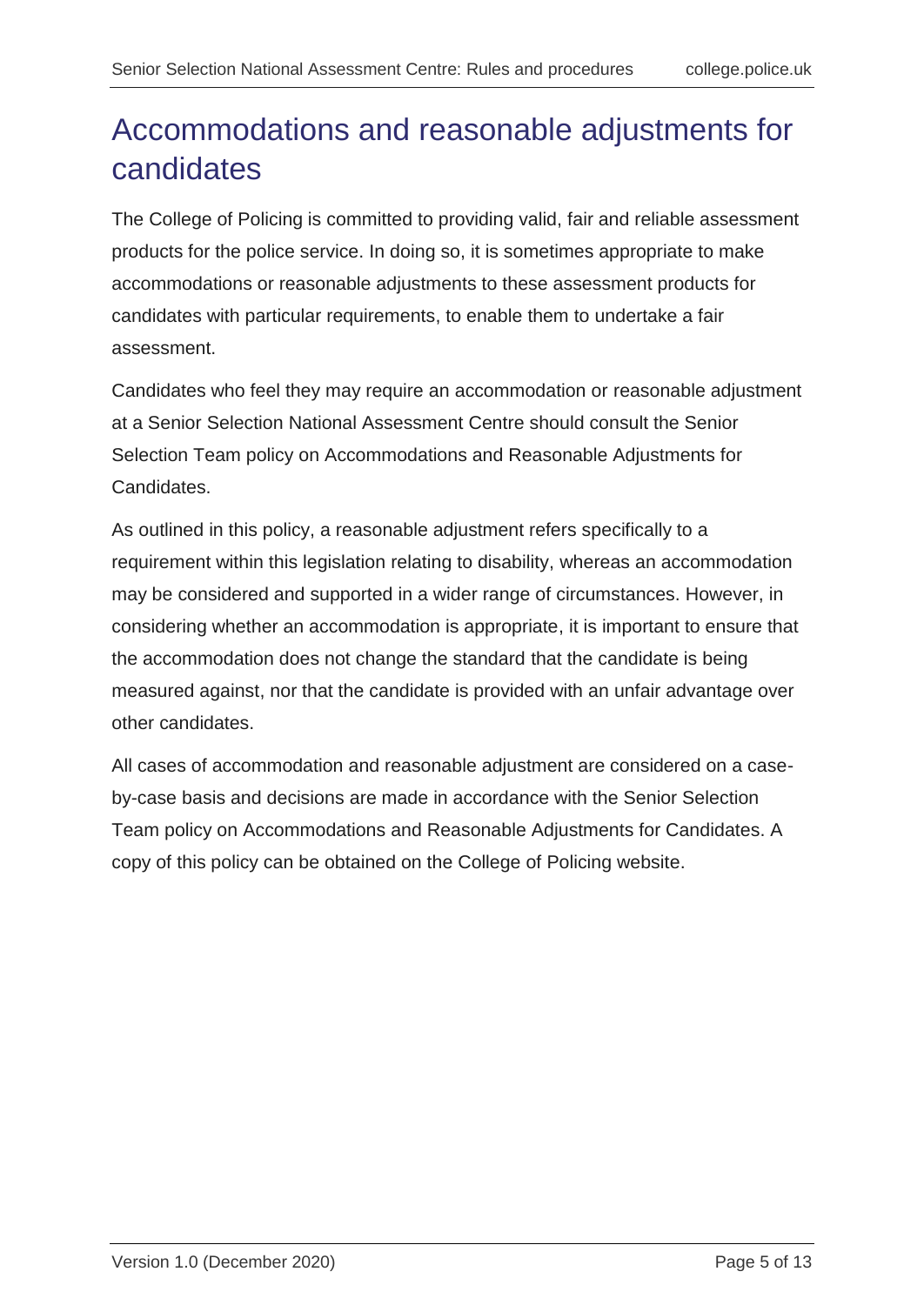# Accommodations and reasonable adjustments for candidates

The College of Policing is committed to providing valid, fair and reliable assessment products for the police service. In doing so, it is sometimes appropriate to make accommodations or reasonable adjustments to these assessment products for candidates with particular requirements, to enable them to undertake a fair assessment.

Candidates who feel they may require an accommodation or reasonable adjustment at a Senior Selection National Assessment Centre should consult the Senior Selection Team policy on Accommodations and Reasonable Adjustments for Candidates.

As outlined in this policy, a reasonable adjustment refers specifically to a requirement within this legislation relating to disability, whereas an accommodation may be considered and supported in a wider range of circumstances. However, in considering whether an accommodation is appropriate, it is important to ensure that the accommodation does not change the standard that the candidate is being measured against, nor that the candidate is provided with an unfair advantage over other candidates.

All cases of accommodation and reasonable adjustment are considered on a case-by-case basis and decisions are made in accordance with the Senior Selection Team policy on Accommodations and Reasonable Adjustments for Candidates. A copy of this policy can be obtained on the College of Policing website.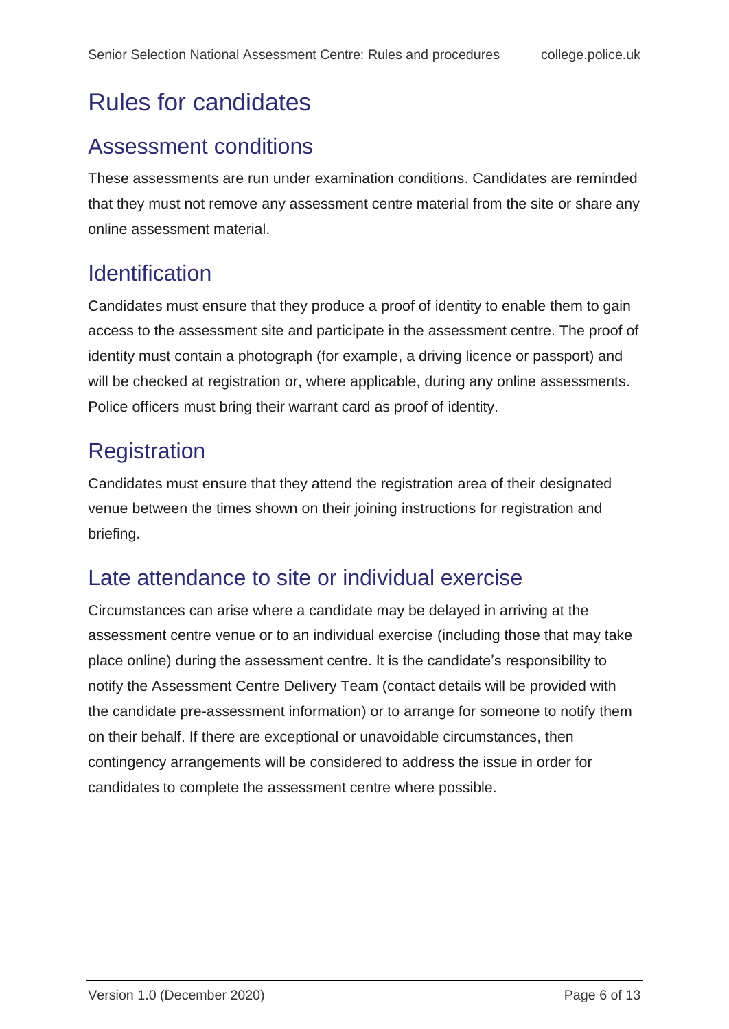# Rules for candidates

## Assessment conditions

These assessments are run under examination conditions. Candidates are reminded that they must not remove any assessment centre material from the site or share any online assessment material.

## Identification

Candidates must ensure that they produce a proof of identity to enable them to gain access to the assessment site and participate in the assessment centre. The proof of identity must contain a photograph (for example, a driving licence or passport) and will be checked at registration or, where applicable, during any online assessments. Police officers must bring their warrant card as proof of identity.

## Registration

Candidates must ensure that they attend the registration area of their designated venue between the times shown on their joining instructions for registration and briefing.

## Late attendance to site or individual exercise

Circumstances can arise where a candidate may be delayed in arriving at the assessment centre venue or to an individual exercise (including those that may take place online) during the assessment centre. It is the candidate's responsibility to notify the Assessment Centre Delivery Team (contact details will be provided with the candidate pre-assessment information) or to arrange for someone to notify them on their behalf. If there are exceptional or unavoidable circumstances, then contingency arrangements will be considered to address the issue in order for candidates to complete the assessment centre where possible.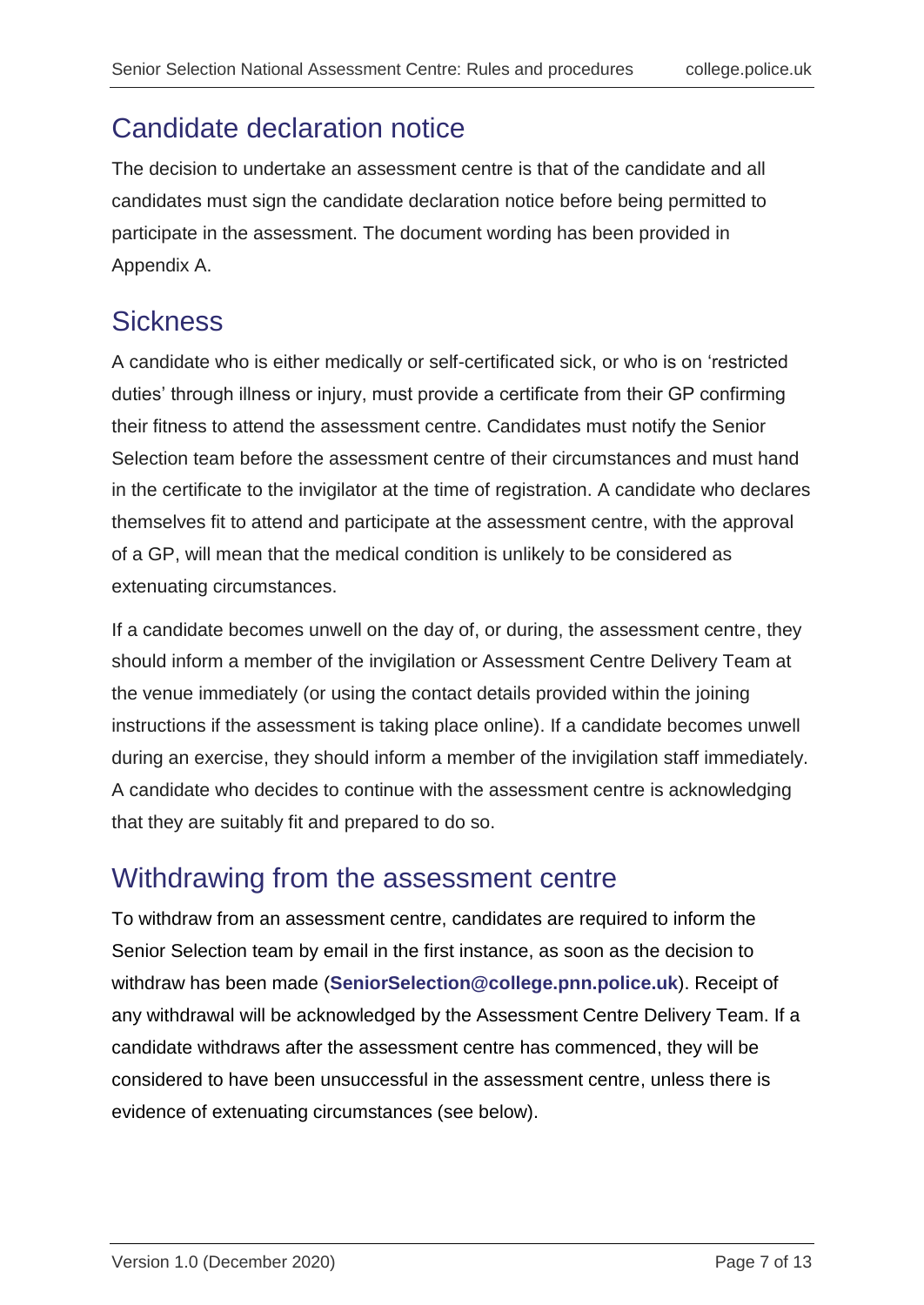## Candidate declaration notice

The decision to undertake an assessment centre is that of the candidate and all candidates must sign the candidate declaration notice before being permitted to participate in the assessment. The document wording has been provided in Appendix A.

## Sickness

A candidate who is either medically or self-certificated sick, or who is on 'restricted duties' through illness or injury, must provide a certificate from their GP confirming their fitness to attend the assessment centre. Candidates must notify the Senior Selection team before the assessment centre of their circumstances and must hand in the certificate to the invigilator at the time of registration. A candidate who declares themselves fit to attend and participate at the assessment centre, with the approval of a GP, will mean that the medical condition is unlikely to be considered as extenuating circumstances.

If a candidate becomes unwell on the day of, or during, the assessment centre, they should inform a member of the invigilation or Assessment Centre Delivery Team at the venue immediately (or using the contact details provided within the joining instructions if the assessment is taking place online). If a candidate becomes unwell during an exercise, they should inform a member of the invigilation staff immediately. A candidate who decides to continue with the assessment centre is acknowledging that they are suitably fit and prepared to do so.

## Withdrawing from the assessment centre

To withdraw from an assessment centre, candidates are required to inform the Senior Selection team by email in the first instance, as soon as the decision to withdraw has been made (**SeniorSelection@college.pnn.police.uk**). Receipt of any withdrawal will be acknowledged by the Assessment Centre Delivery Team. If a candidate withdraws after the assessment centre has commenced, they will be considered to have been unsuccessful in the assessment centre, unless there is evidence of extenuating circumstances (see below).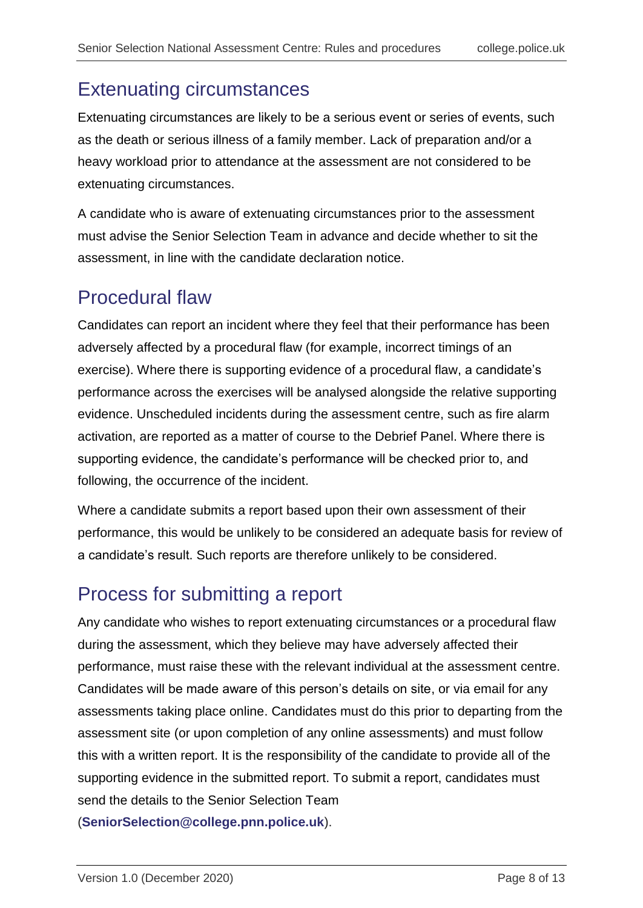## Extenuating circumstances

Extenuating circumstances are likely to be a serious event or series of events, such as the death or serious illness of a family member. Lack of preparation and/or a heavy workload prior to attendance at the assessment are not considered to be extenuating circumstances.

A candidate who is aware of extenuating circumstances prior to the assessment must advise the Senior Selection Team in advance and decide whether to sit the assessment, in line with the candidate declaration notice.

## Procedural flaw

Candidates can report an incident where they feel that their performance has been adversely affected by a procedural flaw (for example, incorrect timings of an exercise). Where there is supporting evidence of a procedural flaw, a candidate's performance across the exercises will be analysed alongside the relative supporting evidence. Unscheduled incidents during the assessment centre, such as fire alarm activation, are reported as a matter of course to the Debrief Panel. Where there is supporting evidence, the candidate's performance will be checked prior to, and following, the occurrence of the incident.

Where a candidate submits a report based upon their own assessment of their performance, this would be unlikely to be considered an adequate basis for review of a candidate's result. Such reports are therefore unlikely to be considered.

## Process for submitting a report

Any candidate who wishes to report extenuating circumstances or a procedural flaw during the assessment, which they believe may have adversely affected their performance, must raise these with the relevant individual at the assessment centre. Candidates will be made aware of this person's details on site, or via email for any assessments taking place online. Candidates must do this prior to departing from the assessment site (or upon completion of any online assessments) and must follow this with a written report. It is the responsibility of the candidate to provide all of the supporting evidence in the submitted report. To submit a report, candidates must send the details to the Senior Selection Team (**SeniorSelection@college.pnn.police.uk**).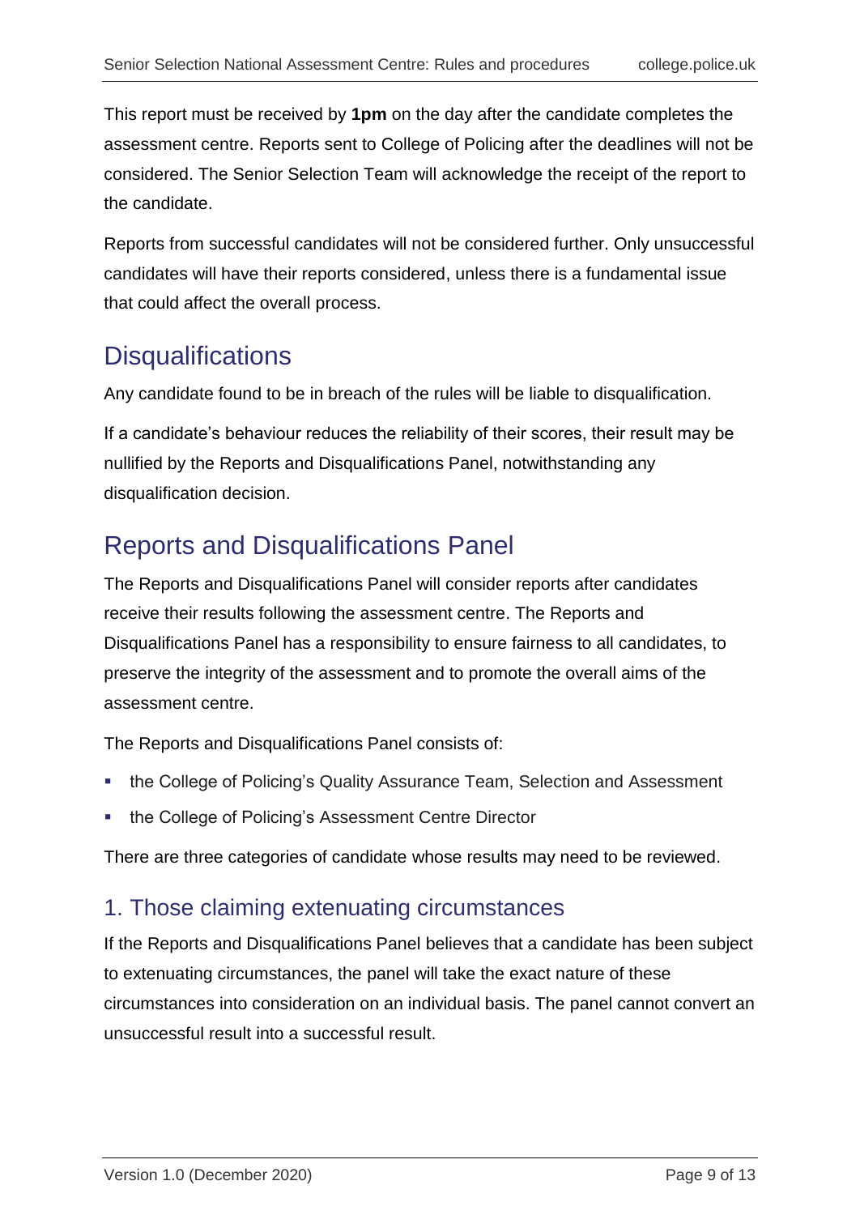This report must be received by **1pm** on the day after the candidate completes the assessment centre. Reports sent to College of Policing after the deadlines will not be considered. The Senior Selection Team will acknowledge the receipt of the report to the candidate.

Reports from successful candidates will not be considered further. Only unsuccessful candidates will have their reports considered, unless there is a fundamental issue that could affect the overall process.

## Disqualifications

Any candidate found to be in breach of the rules will be liable to disqualification.

If a candidate's behaviour reduces the reliability of their scores, their result may be nullified by the Reports and Disqualifications Panel, notwithstanding any disqualification decision.

## Reports and Disqualifications Panel

The Reports and Disqualifications Panel will consider reports after candidates receive their results following the assessment centre. The Reports and Disqualifications Panel has a responsibility to ensure fairness to all candidates, to preserve the integrity of the assessment and to promote the overall aims of the assessment centre.

The Reports and Disqualifications Panel consists of:

- the College of Policing's Quality Assurance Team, Selection and Assessment
- the College of Policing's Assessment Centre Director

There are three categories of candidate whose results may need to be reviewed.

### 1. Those claiming extenuating circumstances

If the Reports and Disqualifications Panel believes that a candidate has been subject to extenuating circumstances, the panel will take the exact nature of these circumstances into consideration on an individual basis. The panel cannot convert an unsuccessful result into a successful result.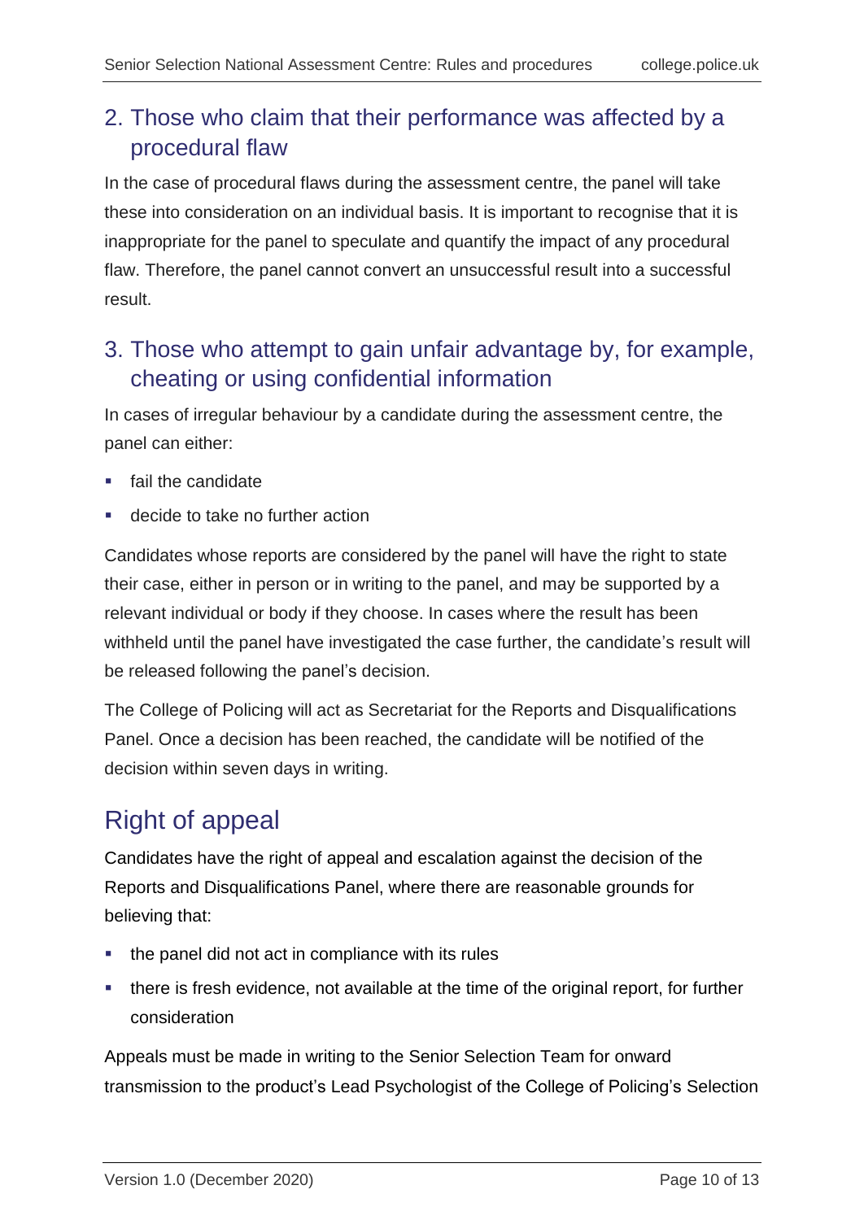## 2. Those who claim that their performance was affected by a procedural flaw

In the case of procedural flaws during the assessment centre, the panel will take these into consideration on an individual basis. It is important to recognise that it is inappropriate for the panel to speculate and quantify the impact of any procedural flaw. Therefore, the panel cannot convert an unsuccessful result into a successful result.

## 3. Those who attempt to gain unfair advantage by, for example, cheating or using confidential information

In cases of irregular behaviour by a candidate during the assessment centre, the panel can either:

- fail the candidate
- decide to take no further action

Candidates whose reports are considered by the panel will have the right to state their case, either in person or in writing to the panel, and may be supported by a relevant individual or body if they choose. In cases where the result has been withheld until the panel have investigated the case further, the candidate's result will be released following the panel's decision.

The College of Policing will act as Secretariat for the Reports and Disqualifications Panel. Once a decision has been reached, the candidate will be notified of the decision within seven days in writing.

# Right of appeal

Candidates have the right of appeal and escalation against the decision of the Reports and Disqualifications Panel, where there are reasonable grounds for believing that:

- the panel did not act in compliance with its rules
- there is fresh evidence, not available at the time of the original report, for further consideration

Appeals must be made in writing to the Senior Selection Team for onward transmission to the product's Lead Psychologist of the College of Policing's Selection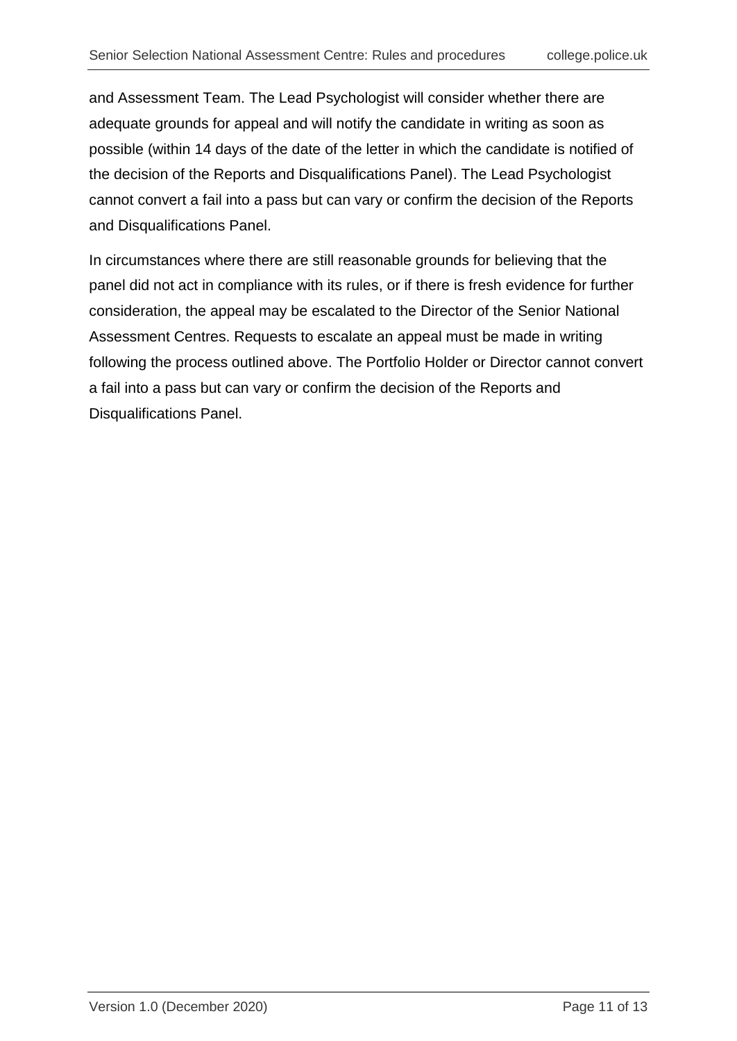and Assessment Team. The Lead Psychologist will consider whether there are adequate grounds for appeal and will notify the candidate in writing as soon as possible (within 14 days of the date of the letter in which the candidate is notified of the decision of the Reports and Disqualifications Panel). The Lead Psychologist cannot convert a fail into a pass but can vary or confirm the decision of the Reports and Disqualifications Panel.

In circumstances where there are still reasonable grounds for believing that the panel did not act in compliance with its rules, or if there is fresh evidence for further consideration, the appeal may be escalated to the Director of the Senior National Assessment Centres. Requests to escalate an appeal must be made in writing following the process outlined above. The Portfolio Holder or Director cannot convert a fail into a pass but can vary or confirm the decision of the Reports and Disqualifications Panel.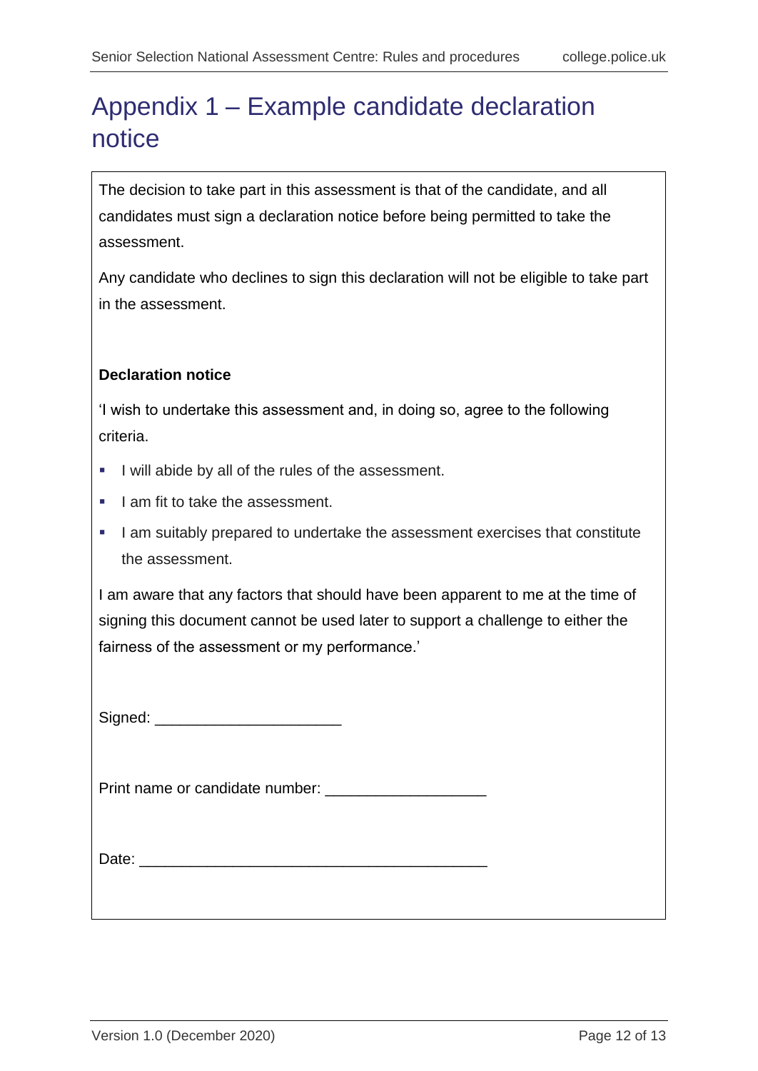# Appendix 1 – Example candidate declaration notice

The decision to take part in this assessment is that of the candidate, and all candidates must sign a declaration notice before being permitted to take the assessment.

Any candidate who declines to sign this declaration will not be eligible to take part in the assessment.

**Declaration notice**

'I wish to undertake this assessment and, in doing so, agree to the following criteria.

- I will abide by all of the rules of the assessment.
- I am fit to take the assessment.
- I am suitably prepared to undertake the assessment exercises that constitute the assessment.

I am aware that any factors that should have been apparent to me at the time of signing this document cannot be used later to support a challenge to either the fairness of the assessment or my performance.'

Signed: ______________________

Print name or candidate number: ___________________

Date: _________________________________________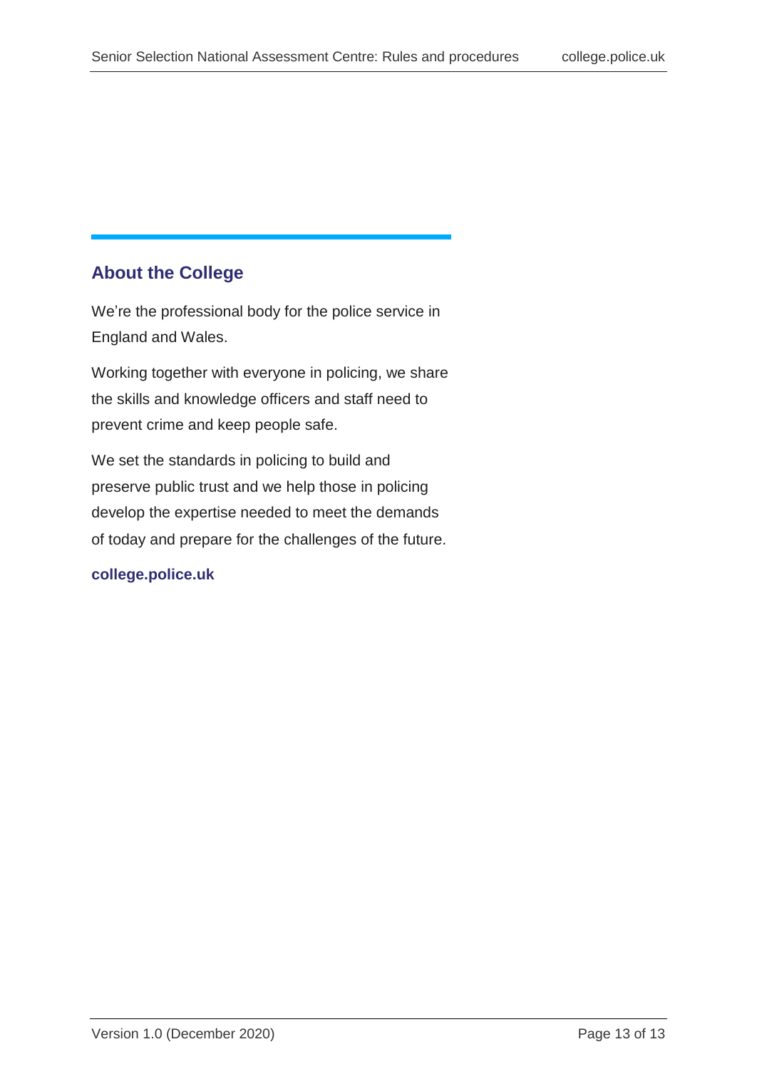## About the College

We're the professional body for the police service in England and Wales.

Working together with everyone in policing, we share the skills and knowledge officers and staff need to prevent crime and keep people safe.

We set the standards in policing to build and preserve public trust and we help those in policing develop the expertise needed to meet the demands of today and prepare for the challenges of the future.

**college.police.uk**